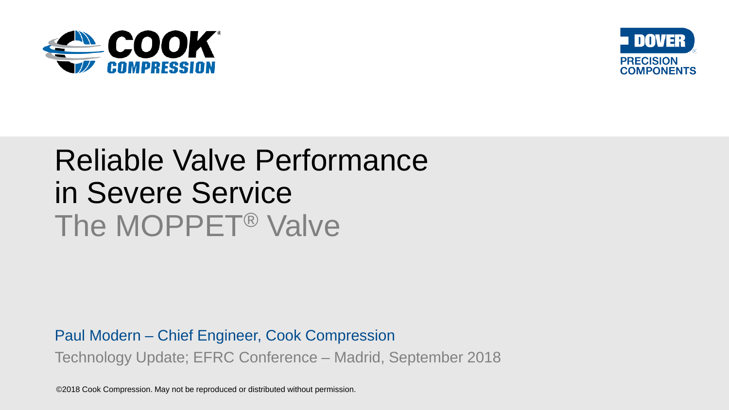# Reliable Valve Performance in Severe Service

## The MOPPET® Valve

Paul Modern – Chief Engineer, Cook Compression

Technology Update; EFRC Conference – Madrid, September 2018

©2018 Cook Compression. May not be reproduced or distributed without permission.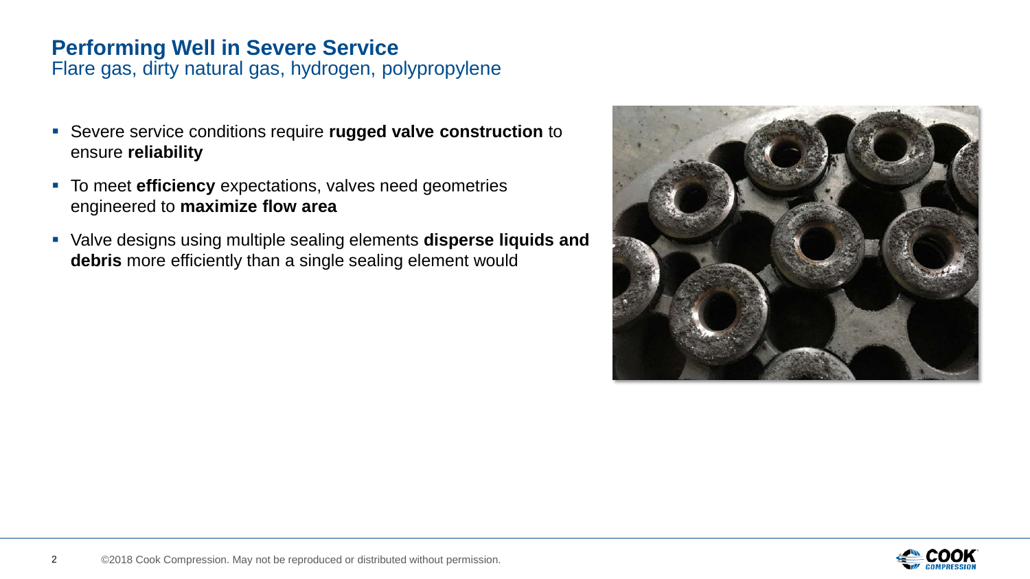# Performing Well in Severe Service

Flare gas, dirty natural gas, hydrogen, polypropylene

- Severe service conditions require **rugged valve construction** to ensure **reliability**
- To meet **efficiency** expectations, valves need geometries engineered to **maximize flow area**
- Valve designs using multiple sealing elements **disperse liquids and debris** more efficiently than a single sealing element would

©2018 Cook Compression. May not be reproduced or distributed without permission.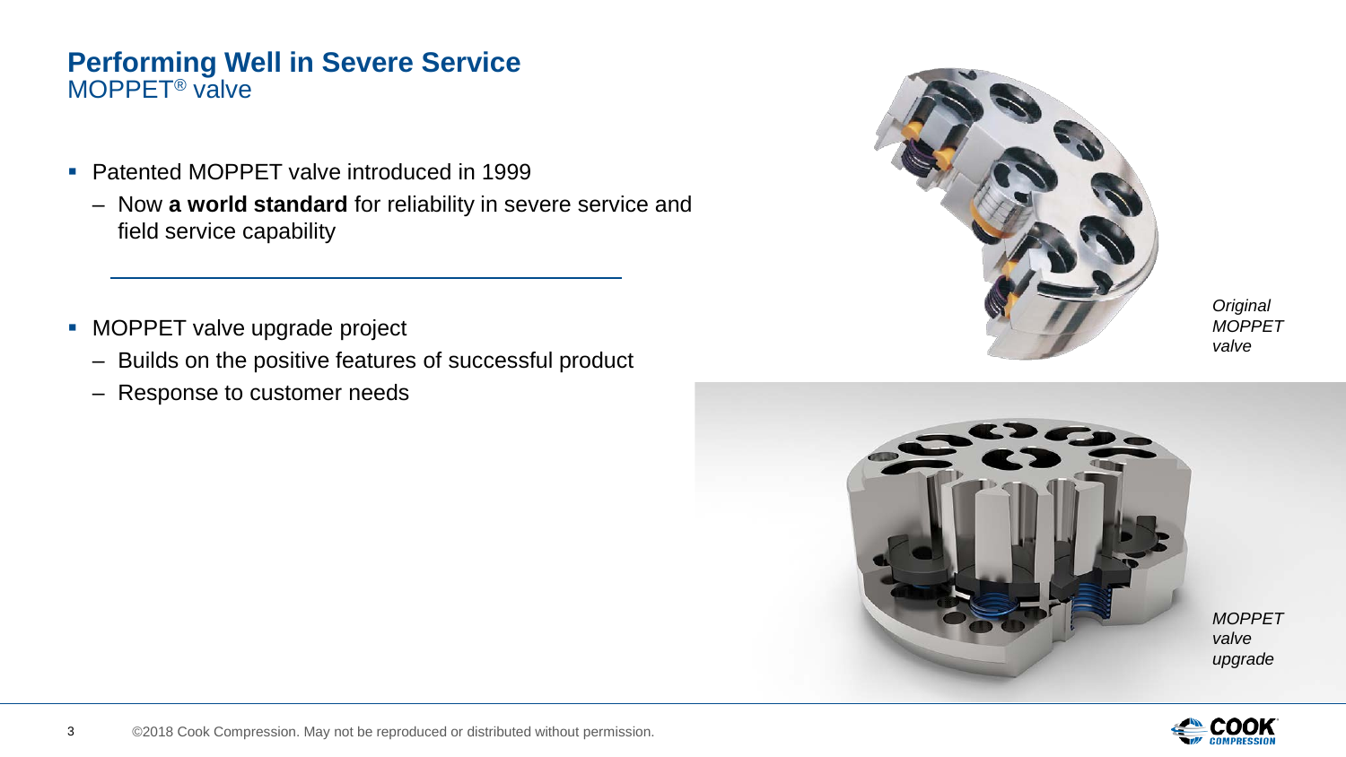## Performing Well in Severe Service

MOPPET® valve

- Patented MOPPET valve introduced in 1999
  - Now **a world standard** for reliability in severe service and field service capability

---

- MOPPET valve upgrade project
  - Builds on the positive features of successful product
  - Response to customer needs

*Original MOPPET valve*

*MOPPET valve upgrade*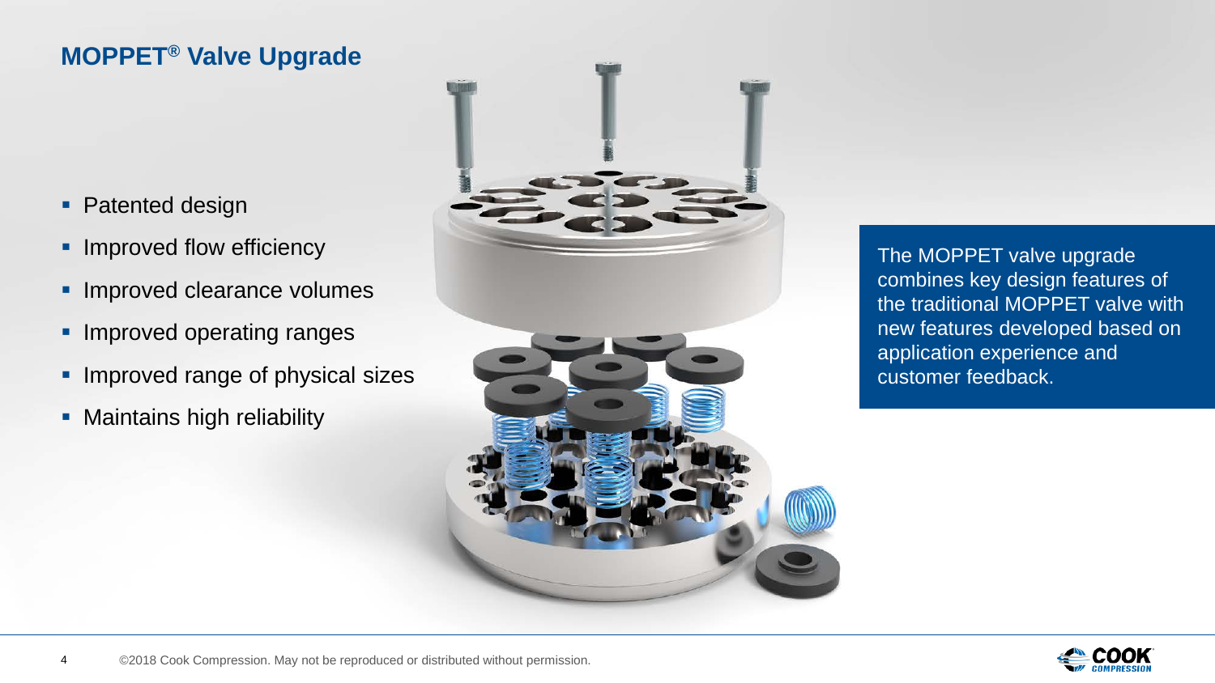# MOPPET® Valve Upgrade

- Patented design
- Improved flow efficiency
- Improved clearance volumes
- Improved operating ranges
- Improved range of physical sizes
- Maintains high reliability

The MOPPET valve upgrade combines key design features of the traditional MOPPET valve with new features developed based on application experience and customer feedback.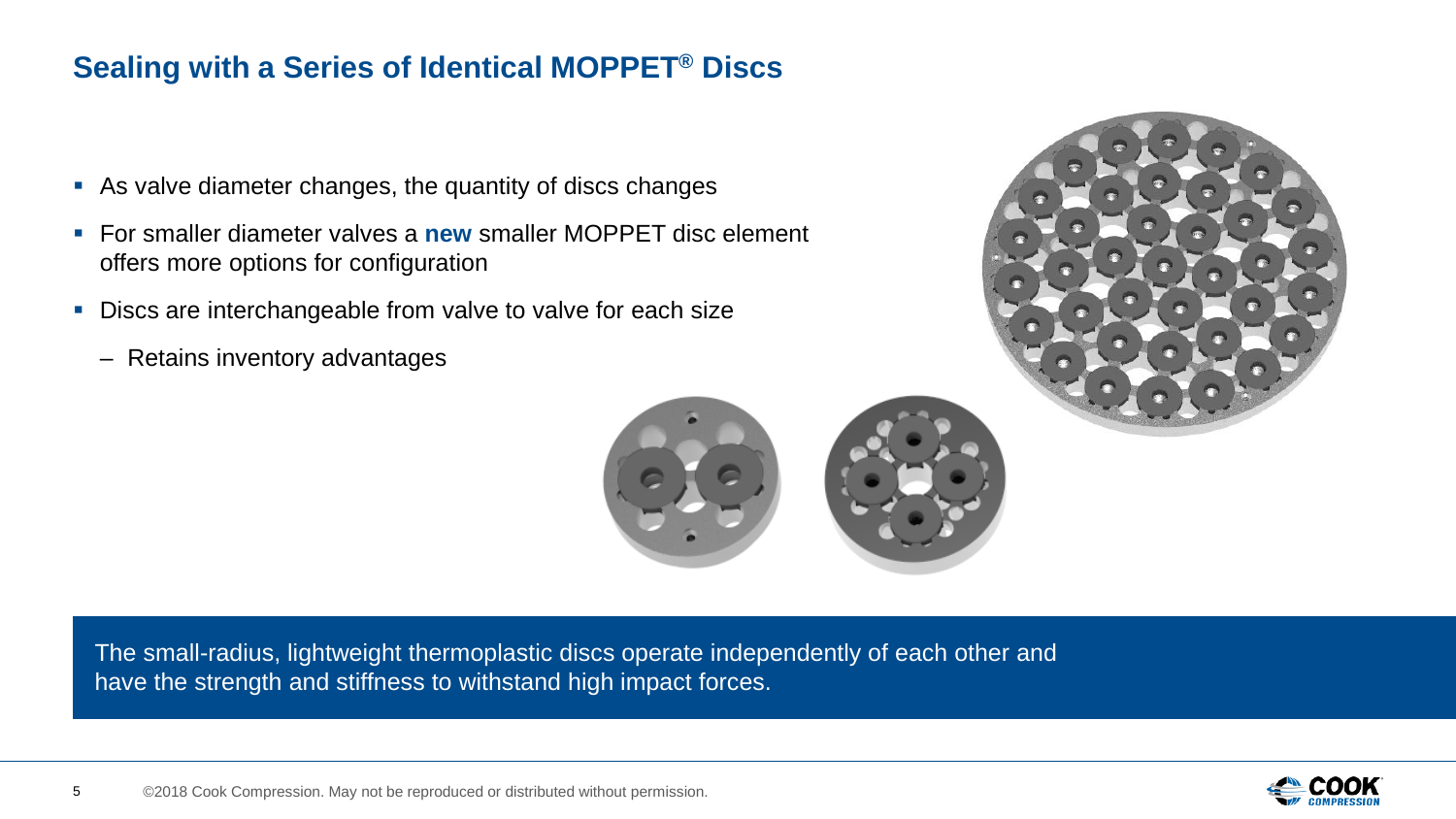## Sealing with a Series of Identical MOPPET® Discs

- As valve diameter changes, the quantity of discs changes
- For smaller diameter valves a **new** smaller MOPPET disc element offers more options for configuration
- Discs are interchangeable from valve to valve for each size
  - Retains inventory advantages

The small-radius, lightweight thermoplastic discs operate independently of each other and have the strength and stiffness to withstand high impact forces.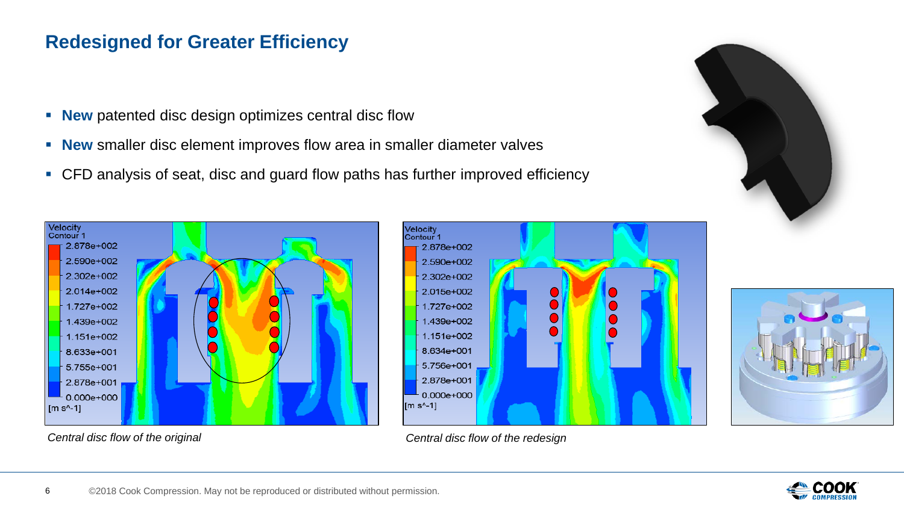## Redesigned for Greater Efficiency

- **New** patented disc design optimizes central disc flow
- **New** smaller disc element improves flow area in smaller diameter valves
- CFD analysis of seat, disc and guard flow paths has further improved efficiency

*Central disc flow of the original*

*Central disc flow of the redesign*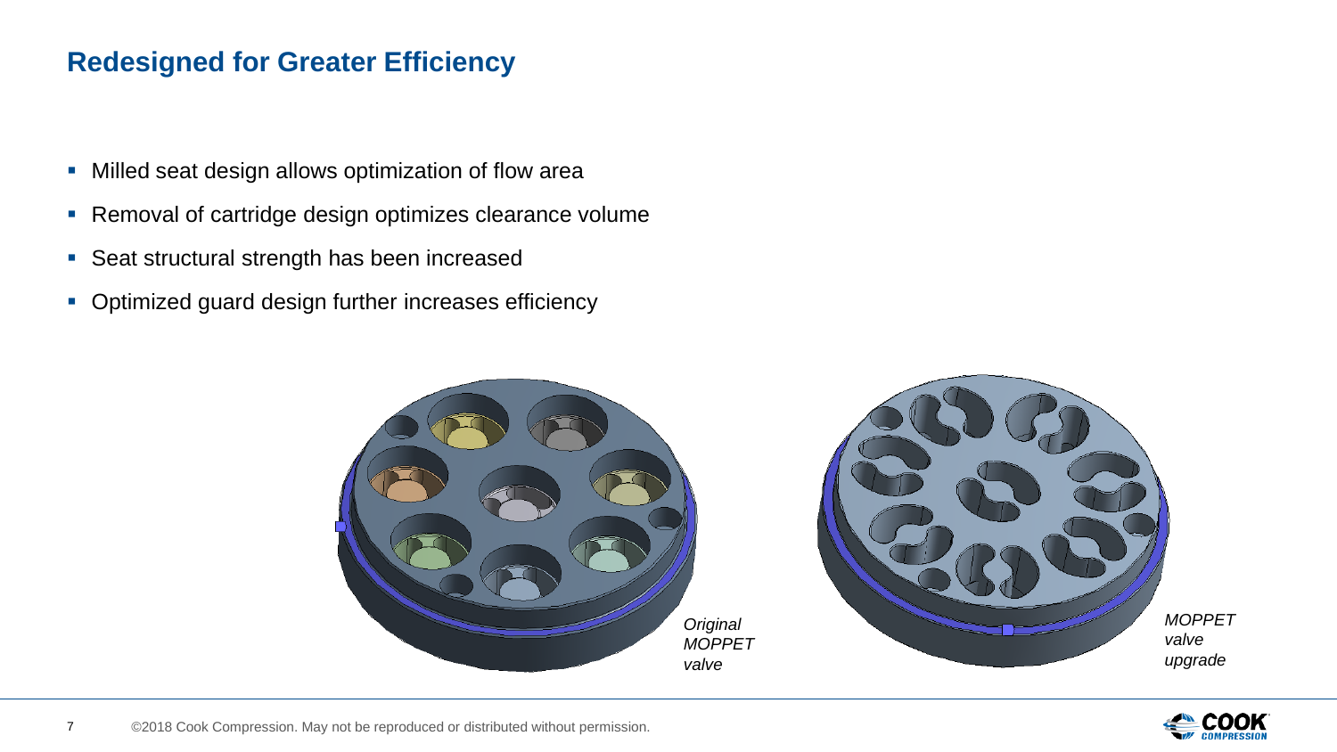## Redesigned for Greater Efficiency

- Milled seat design allows optimization of flow area
- Removal of cartridge design optimizes clearance volume
- Seat structural strength has been increased
- Optimized guard design further increases efficiency

*Original MOPPET valve*

*MOPPET valve upgrade*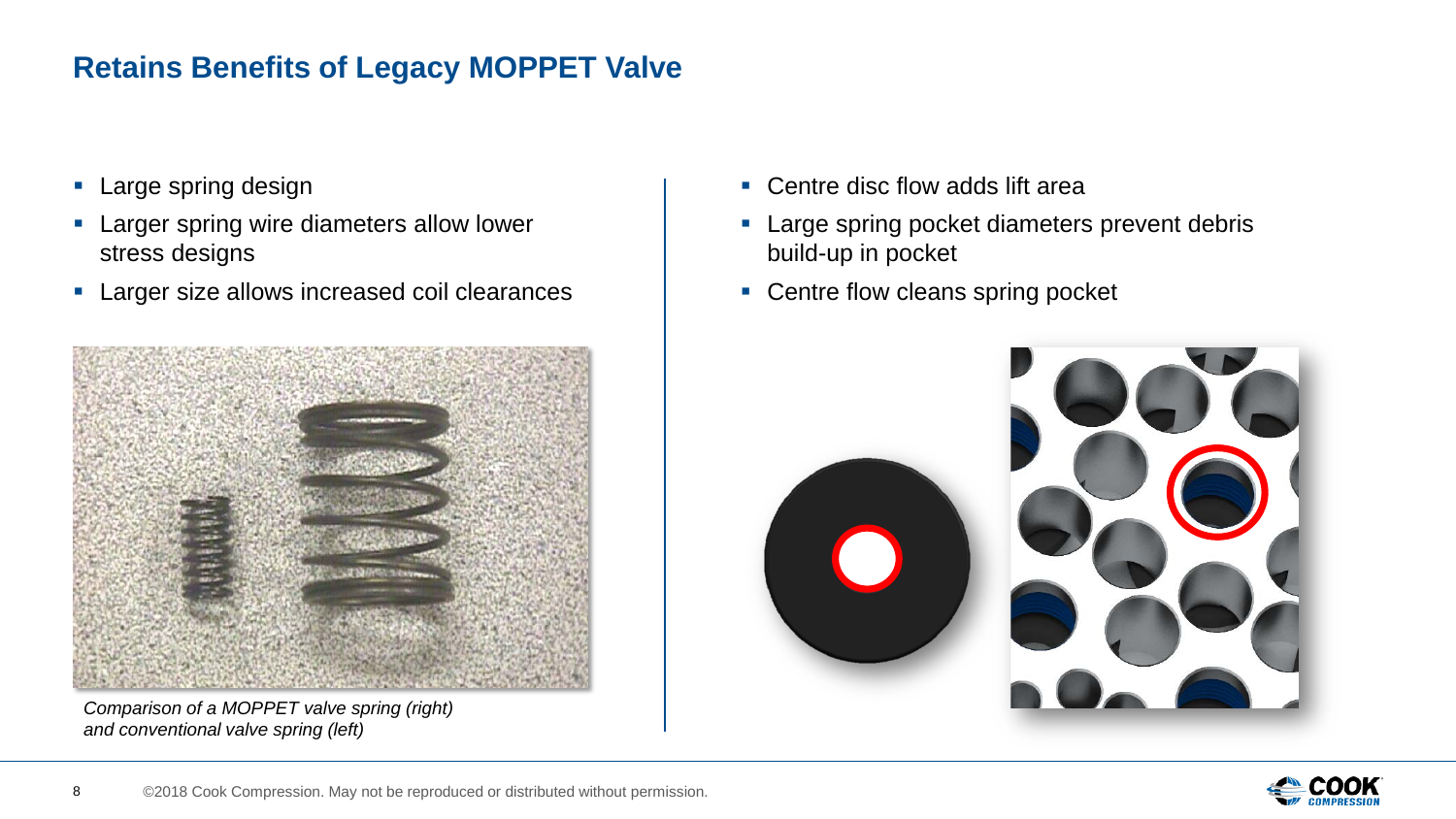## Retains Benefits of Legacy MOPPET Valve

- Large spring design
- Larger spring wire diameters allow lower stress designs
- Larger size allows increased coil clearances

*Comparison of a MOPPET valve spring (right) and conventional valve spring (left)*

- Centre disc flow adds lift area
- Large spring pocket diameters prevent debris build-up in pocket
- Centre flow cleans spring pocket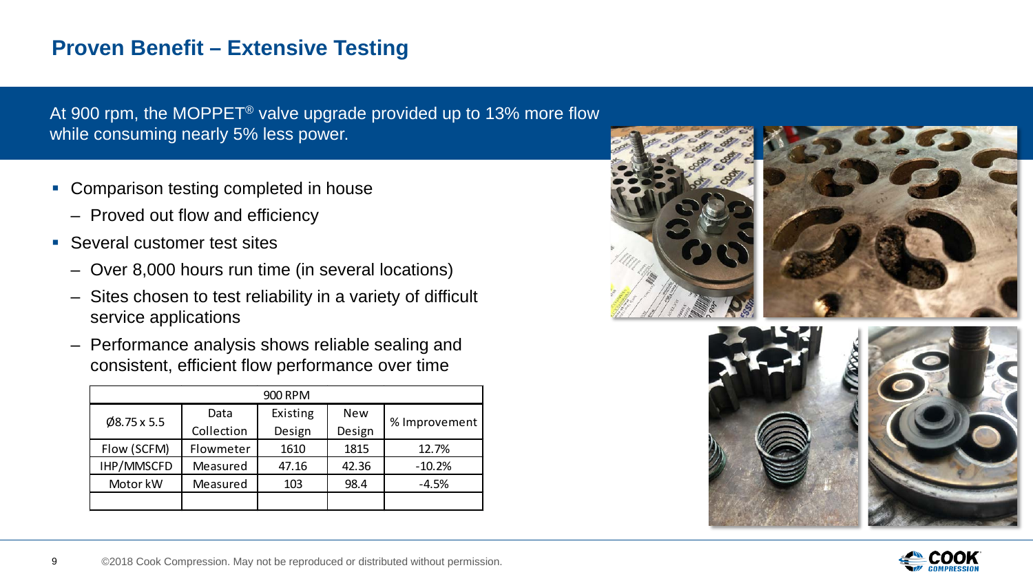## Proven Benefit – Extensive Testing

At 900 rpm, the MOPPET® valve upgrade provided up to 13% more flow while consuming nearly 5% less power.

- Comparison testing completed in house
  - Proved out flow and efficiency
- Several customer test sites
  - Over 8,000 hours run time (in several locations)
  - Sites chosen to test reliability in a variety of difficult service applications
  - Performance analysis shows reliable sealing and consistent, efficient flow performance over time

| 900 RPM | | | | |
|---|---|---|---|---|
| Ø8.75 x 5.5 | Data Collection | Existing Design | New Design | % Improvement |
| Flow (SCFM) | Flowmeter | 1610 | 1815 | 12.7% |
| IHP/MMSCFD | Measured | 47.16 | 42.36 | -10.2% |
| Motor kW | Measured | 103 | 98.4 | -4.5% |
| | | | | |

©2018 Cook Compression. May not be reproduced or distributed without permission.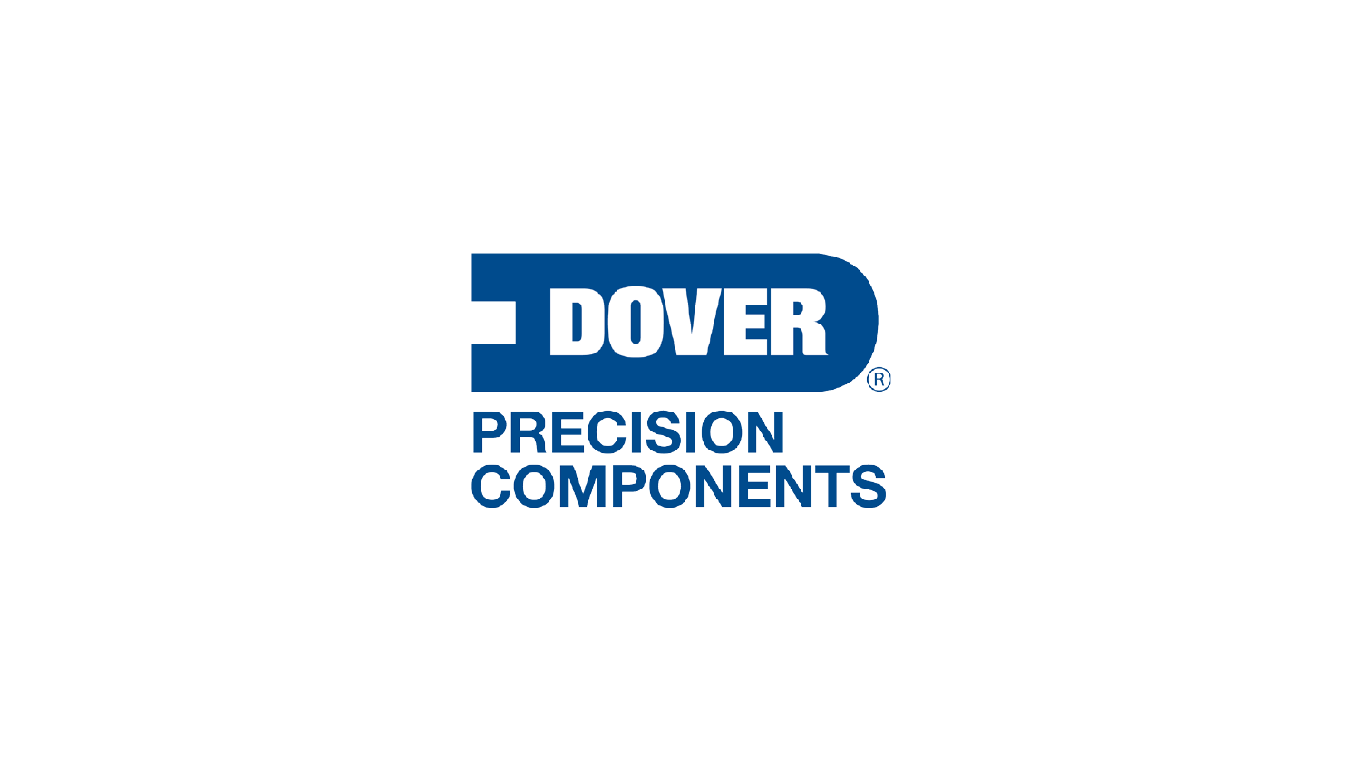DOVER®

PRECISION COMPONENTS